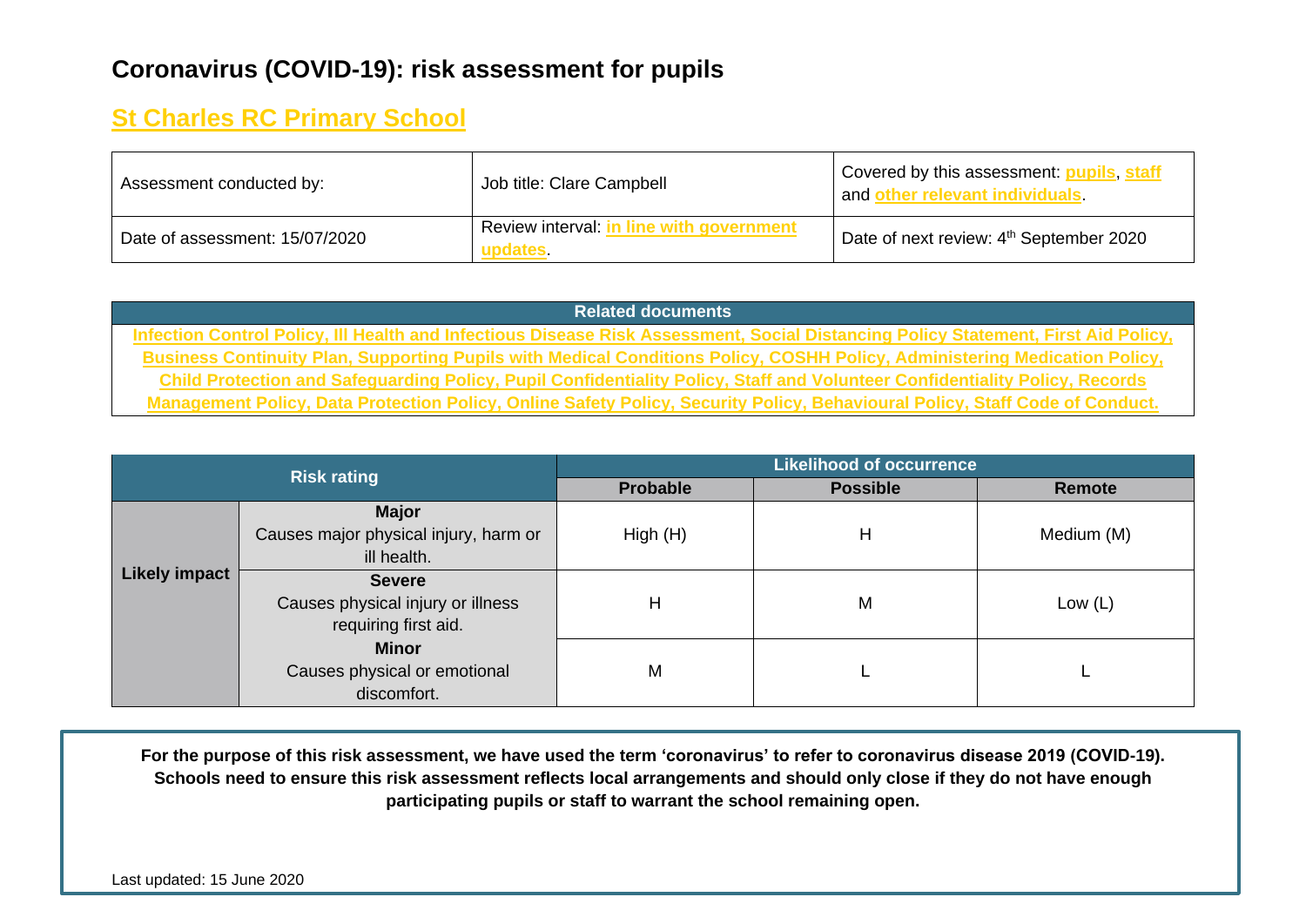# Coronavirus (COVID-19): risk assessment for pupils

## St Charles RC Primary School

| Assessment conducted by: | Job title: Clare Campbell | Covered by this assessment: pupils, staff and other relevant individuals. |
|---|---|---|
| Date of assessment: 15/07/2020 | Review interval: in line with government updates. | Date of next review: 4th September 2020 |

| Related documents |
|---|
| Infection Control Policy, Ill Health and Infectious Disease Risk Assessment, Social Distancing Policy Statement, First Aid Policy, Business Continuity Plan, Supporting Pupils with Medical Conditions Policy, COSHH Policy, Administering Medication Policy, Child Protection and Safeguarding Policy, Pupil Confidentiality Policy, Staff and Volunteer Confidentiality Policy, Records Management Policy, Data Protection Policy, Online Safety Policy, Security Policy, Behavioural Policy, Staff Code of Conduct. |

| Risk rating | | Likelihood of occurrence | | |
|---|---|---|---|---|
| | | **Probable** | **Possible** | **Remote** |
| **Likely impact** | **Major** Causes major physical injury, harm or ill health. | High (H) | H | Medium (M) |
| | **Severe** Causes physical injury or illness requiring first aid. | H | M | Low (L) |
| | **Minor** Causes physical or emotional discomfort. | M | L | L |

**For the purpose of this risk assessment, we have used the term 'coronavirus' to refer to coronavirus disease 2019 (COVID-19). Schools need to ensure this risk assessment reflects local arrangements and should only close if they do not have enough participating pupils or staff to warrant the school remaining open.**

Last updated: 15 June 2020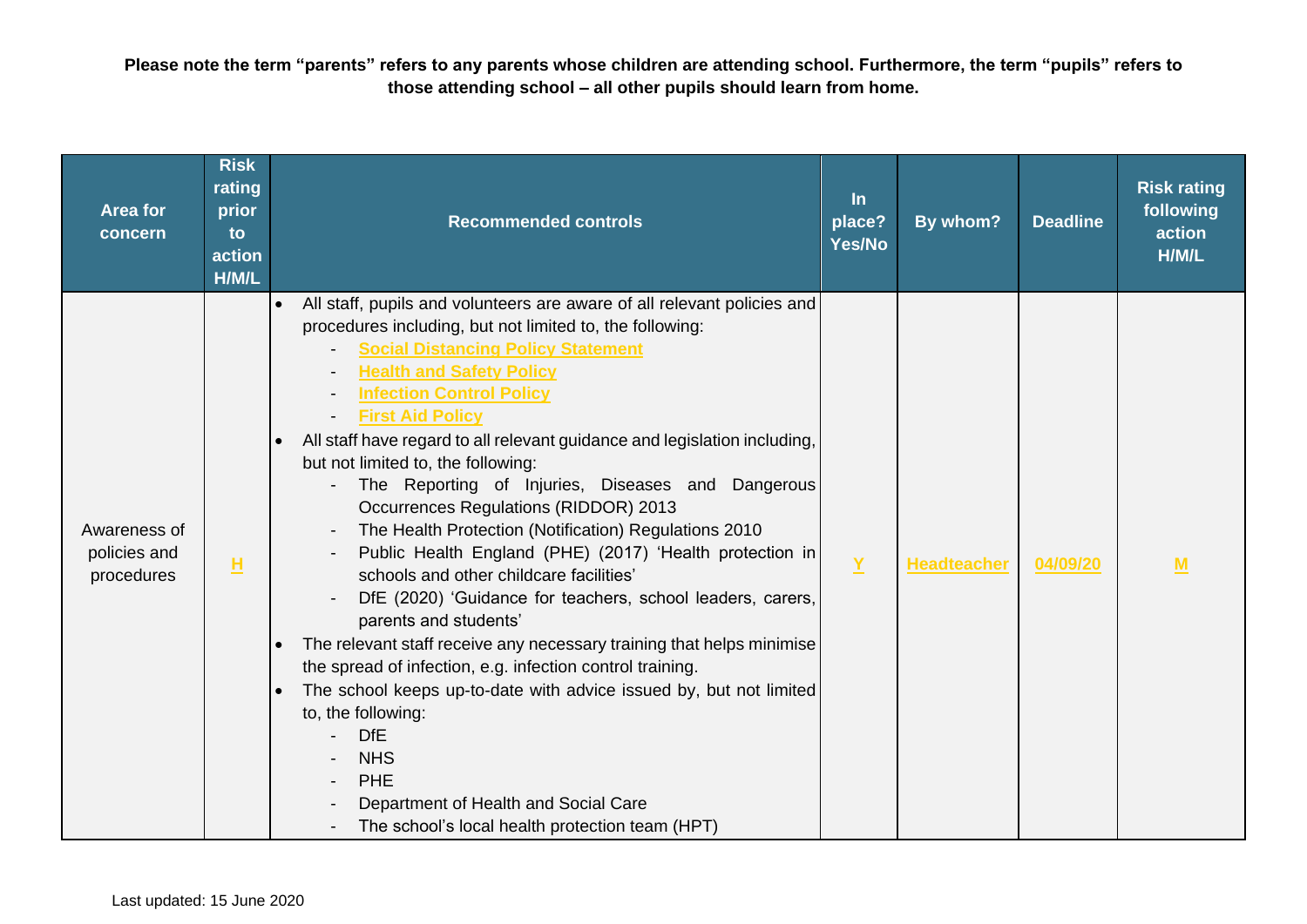**Please note the term "parents" refers to any parents whose children are attending school. Furthermore, the term "pupils" refers to those attending school – all other pupils should learn from home.**

| Area for concern | Risk rating prior to action H/M/L | Recommended controls | In place? Yes/No | By whom? | Deadline | Risk rating following action H/M/L |
|---|---|---|---|---|---|---|
| Awareness of policies and procedures | **H** | • All staff, pupils and volunteers are aware of all relevant policies and procedures including, but not limited to, the following:<br>- **Social Distancing Policy Statement**<br>- **Health and Safety Policy**<br>- **Infection Control Policy**<br>- **First Aid Policy**<br>• All staff have regard to all relevant guidance and legislation including, but not limited to, the following:<br>- The Reporting of Injuries, Diseases and Dangerous Occurrences Regulations (RIDDOR) 2013<br>- The Health Protection (Notification) Regulations 2010<br>- Public Health England (PHE) (2017) 'Health protection in schools and other childcare facilities'<br>- DfE (2020) 'Guidance for teachers, school leaders, carers, parents and students'<br>• The relevant staff receive any necessary training that helps minimise the spread of infection, e.g. infection control training.<br>• The school keeps up-to-date with advice issued by, but not limited to, the following:<br>- DfE<br>- NHS<br>- PHE<br>- Department of Health and Social Care<br>- The school's local health protection team (HPT) | **Y** | **Headteacher** | **04/09/20** | **M** |

Last updated: 15 June 2020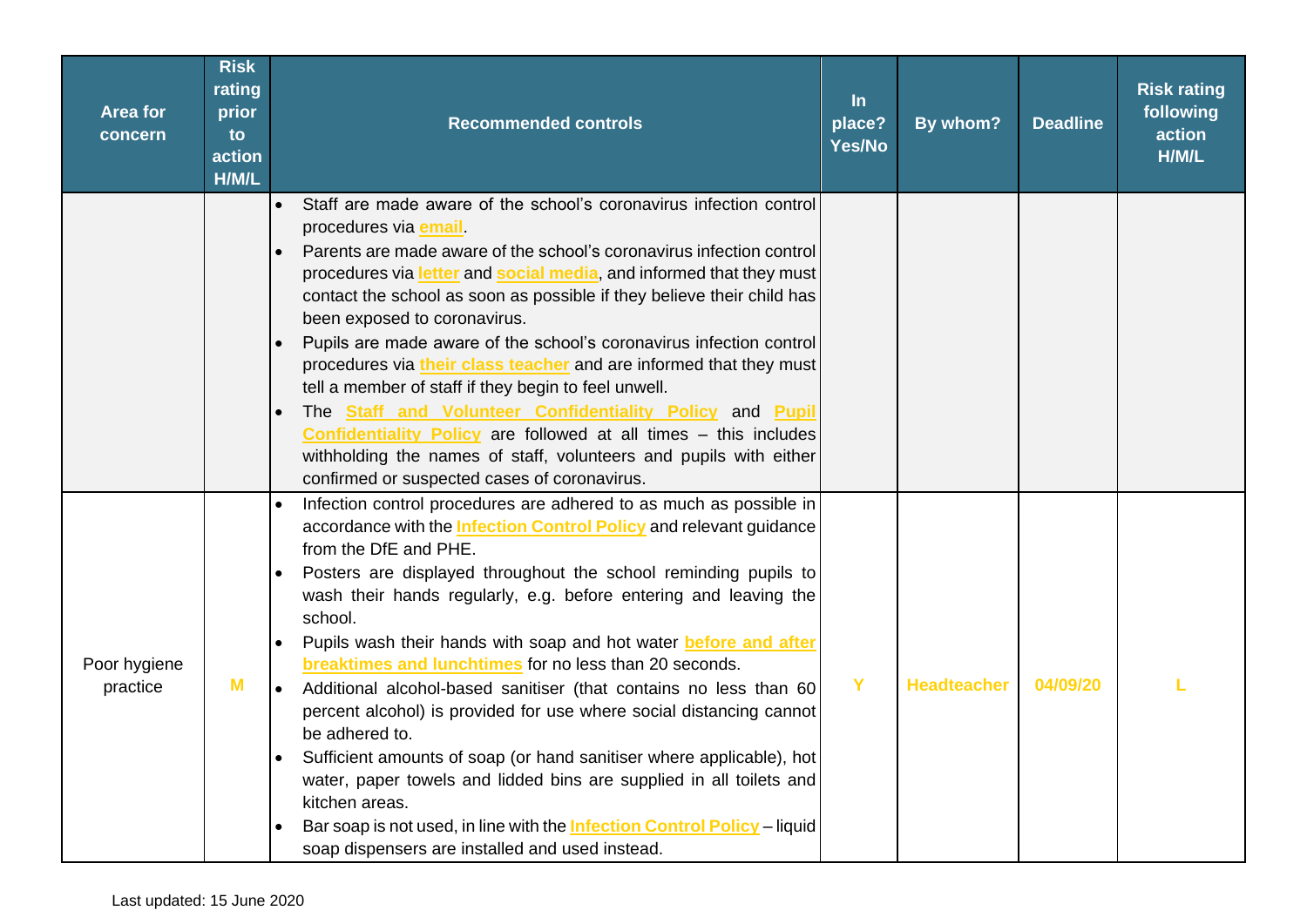| Area for concern | Risk rating prior to action H/M/L | Recommended controls | In place? Yes/No | By whom? | Deadline | Risk rating following action H/M/L |
|---|---|---|---|---|---|---|
| | | • Staff are made aware of the school's coronavirus infection control procedures via **email**.<br>• Parents are made aware of the school's coronavirus infection control procedures via **letter** and **social media**, and informed that they must contact the school as soon as possible if they believe their child has been exposed to coronavirus.<br>• Pupils are made aware of the school's coronavirus infection control procedures via **their class teacher** and are informed that they must tell a member of staff if they begin to feel unwell.<br>• The **Staff and Volunteer Confidentiality Policy** and **Pupil Confidentiality Policy** are followed at all times – this includes withholding the names of staff, volunteers and pupils with either confirmed or suspected cases of coronavirus. | | | | |
| Poor hygiene practice | M | • Infection control procedures are adhered to as much as possible in accordance with the **Infection Control Policy** and relevant guidance from the DfE and PHE.<br>• Posters are displayed throughout the school reminding pupils to wash their hands regularly, e.g. before entering and leaving the school.<br>• Pupils wash their hands with soap and hot water **before and after breaktimes and lunchtimes** for no less than 20 seconds.<br>• Additional alcohol-based sanitiser (that contains no less than 60 percent alcohol) is provided for use where social distancing cannot be adhered to.<br>• Sufficient amounts of soap (or hand sanitiser where applicable), hot water, paper towels and lidded bins are supplied in all toilets and kitchen areas.<br>• Bar soap is not used, in line with the **Infection Control Policy** – liquid soap dispensers are installed and used instead. | Y | Headteacher | 04/09/20 | L |

Last updated: 15 June 2020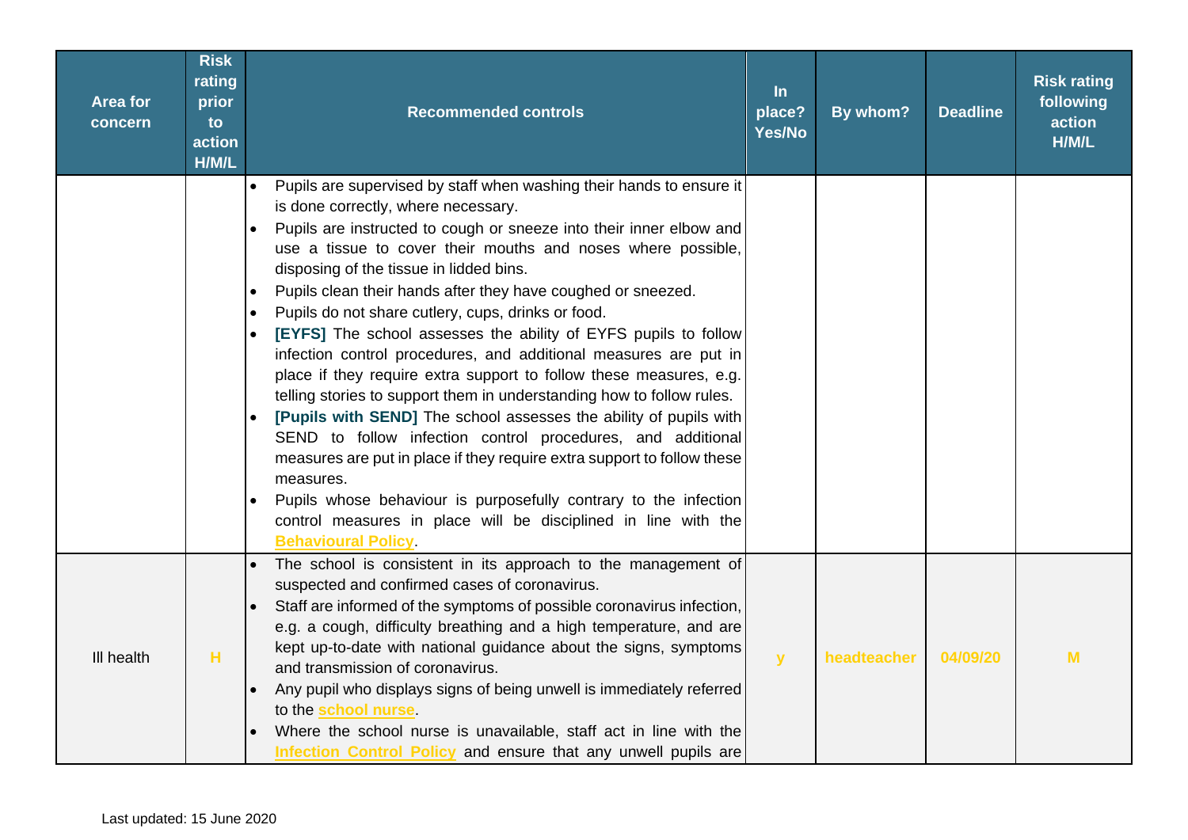| Area for concern | Risk rating prior to action H/M/L | Recommended controls | In place? Yes/No | By whom? | Deadline | Risk rating following action H/M/L |
|---|---|---|---|---|---|---|
| | | • Pupils are supervised by staff when washing their hands to ensure it is done correctly, where necessary.<br>• Pupils are instructed to cough or sneeze into their inner elbow and use a tissue to cover their mouths and noses where possible, disposing of the tissue in lidded bins.<br>• Pupils clean their hands after they have coughed or sneezed.<br>• Pupils do not share cutlery, cups, drinks or food.<br>• **[EYFS]** The school assesses the ability of EYFS pupils to follow infection control procedures, and additional measures are put in place if they require extra support to follow these measures, e.g. telling stories to support them in understanding how to follow rules.<br>• **[Pupils with SEND]** The school assesses the ability of pupils with SEND to follow infection control procedures, and additional measures are put in place if they require extra support to follow these measures.<br>• Pupils whose behaviour is purposefully contrary to the infection control measures in place will be disciplined in line with the **Behavioural Policy**. | | | | |
| Ill health | H | • The school is consistent in its approach to the management of suspected and confirmed cases of coronavirus.<br>• Staff are informed of the symptoms of possible coronavirus infection, e.g. a cough, difficulty breathing and a high temperature, and are kept up-to-date with national guidance about the signs, symptoms and transmission of coronavirus.<br>• Any pupil who displays signs of being unwell is immediately referred to the **school nurse**.<br>• Where the school nurse is unavailable, staff act in line with the **Infection Control Policy** and ensure that any unwell pupils are | y | headteacher | 04/09/20 | M |

Last updated: 15 June 2020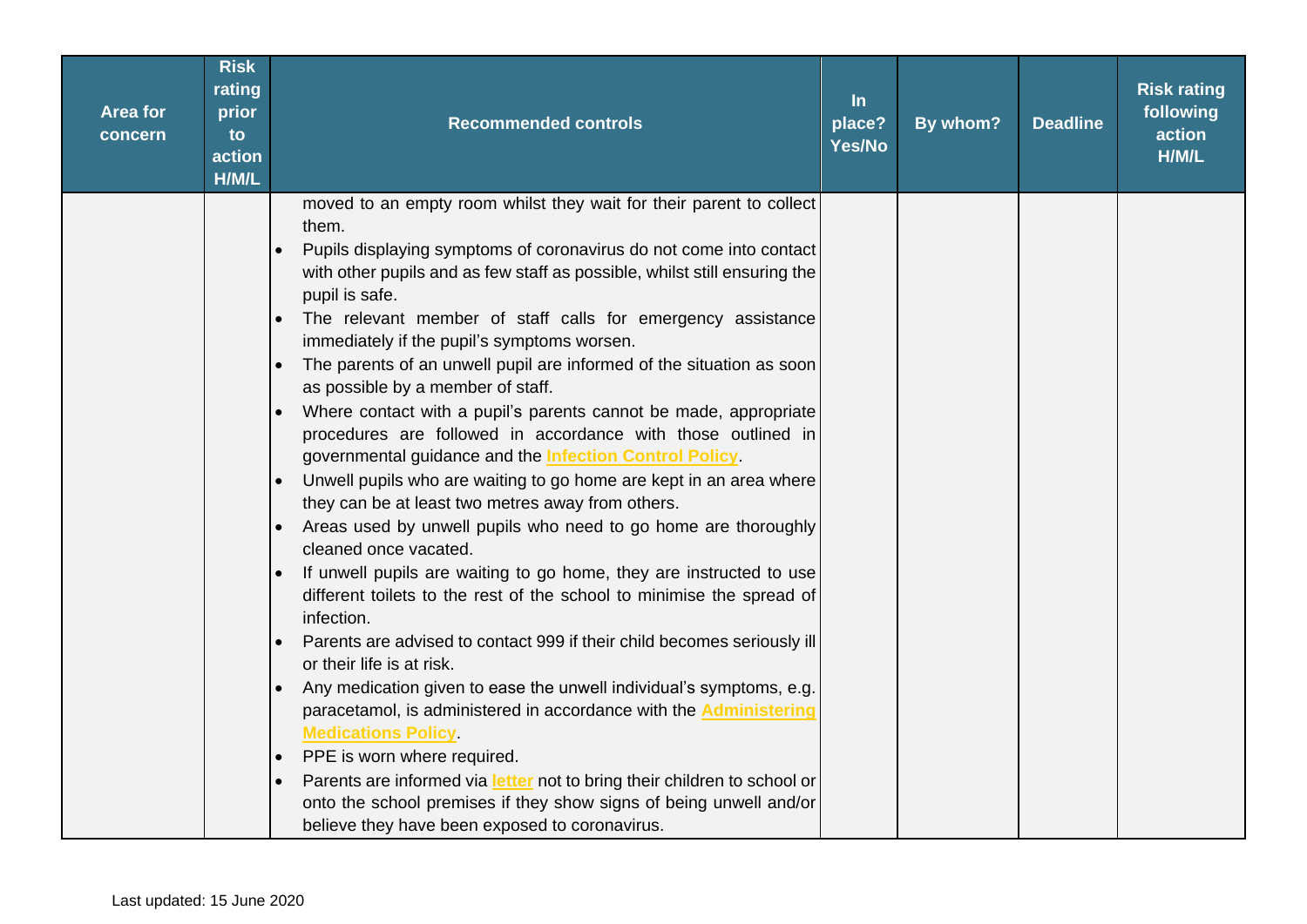| Area for concern | Risk rating prior to action H/M/L | Recommended controls | In place? Yes/No | By whom? | Deadline | Risk rating following action H/M/L |
|---|---|---|---|---|---|---|
| | | moved to an empty room whilst they wait for their parent to collect them.<br>• Pupils displaying symptoms of coronavirus do not come into contact with other pupils and as few staff as possible, whilst still ensuring the pupil is safe.<br>• The relevant member of staff calls for emergency assistance immediately if the pupil's symptoms worsen.<br>• The parents of an unwell pupil are informed of the situation as soon as possible by a member of staff.<br>• Where contact with a pupil's parents cannot be made, appropriate procedures are followed in accordance with those outlined in governmental guidance and the **Infection Control Policy**.<br>• Unwell pupils who are waiting to go home are kept in an area where they can be at least two metres away from others.<br>• Areas used by unwell pupils who need to go home are thoroughly cleaned once vacated.<br>• If unwell pupils are waiting to go home, they are instructed to use different toilets to the rest of the school to minimise the spread of infection.<br>• Parents are advised to contact 999 if their child becomes seriously ill or their life is at risk.<br>• Any medication given to ease the unwell individual's symptoms, e.g. paracetamol, is administered in accordance with the **Administering Medications Policy**.<br>• PPE is worn where required.<br>• Parents are informed via **letter** not to bring their children to school or onto the school premises if they show signs of being unwell and/or believe they have been exposed to coronavirus. | | | | |

Last updated: 15 June 2020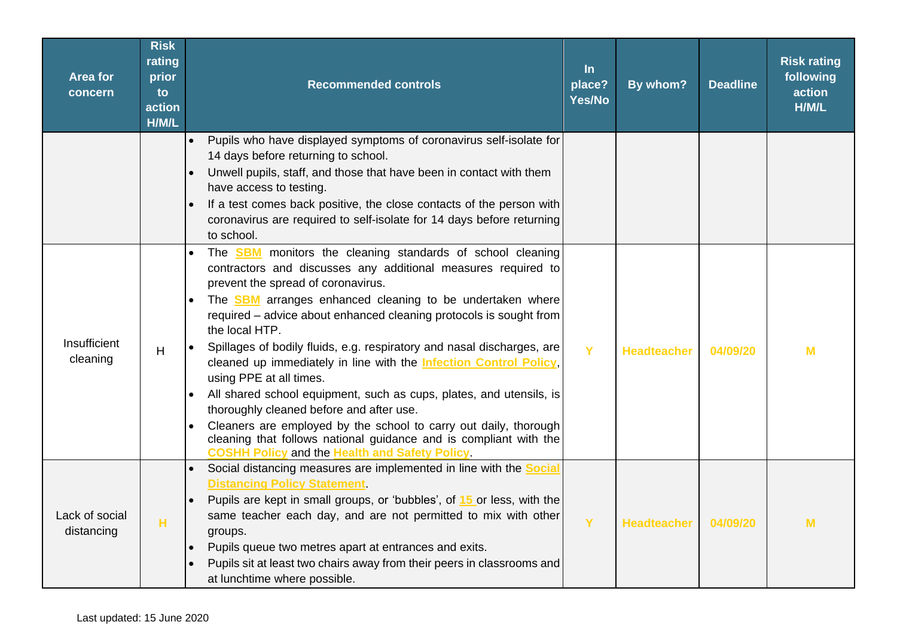| Area for concern | Risk rating prior to action H/M/L | Recommended controls | In place? Yes/No | By whom? | Deadline | Risk rating following action H/M/L |
|---|---|---|---|---|---|---|
| | | • Pupils who have displayed symptoms of coronavirus self-isolate for 14 days before returning to school.<br>• Unwell pupils, staff, and those that have been in contact with them have access to testing.<br>• If a test comes back positive, the close contacts of the person with coronavirus are required to self-isolate for 14 days before returning to school. | | | | |
| Insufficient cleaning | H | • The **SBM** monitors the cleaning standards of school cleaning contractors and discusses any additional measures required to prevent the spread of coronavirus.<br>• The **SBM** arranges enhanced cleaning to be undertaken where required – advice about enhanced cleaning protocols is sought from the local HTP.<br>• Spillages of bodily fluids, e.g. respiratory and nasal discharges, are cleaned up immediately in line with the **Infection Control Policy**, using PPE at all times.<br>• All shared school equipment, such as cups, plates, and utensils, is thoroughly cleaned before and after use.<br>• Cleaners are employed by the school to carry out daily, thorough cleaning that follows national guidance and is compliant with the **COSHH Policy** and the **Health and Safety Policy**. | Y | Headteacher | 04/09/20 | M |
| Lack of social distancing | H | • Social distancing measures are implemented in line with the **Social Distancing Policy Statement**.<br>• Pupils are kept in small groups, or 'bubbles', of **15** or less, with the same teacher each day, and are not permitted to mix with other groups.<br>• Pupils queue two metres apart at entrances and exits.<br>• Pupils sit at least two chairs away from their peers in classrooms and at lunchtime where possible. | Y | Headteacher | 04/09/20 | M |

Last updated: 15 June 2020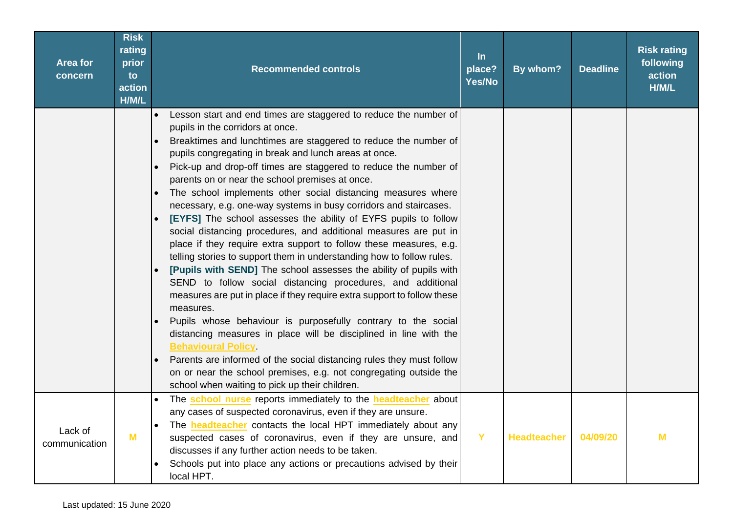| Area for concern | Risk rating prior to action H/M/L | Recommended controls | In place? Yes/No | By whom? | Deadline | Risk rating following action H/M/L |
|---|---|---|---|---|---|---|
| | | • Lesson start and end times are staggered to reduce the number of pupils in the corridors at once.<br>• Breaktimes and lunchtimes are staggered to reduce the number of pupils congregating in break and lunch areas at once.<br>• Pick-up and drop-off times are staggered to reduce the number of parents on or near the school premises at once.<br>• The school implements other social distancing measures where necessary, e.g. one-way systems in busy corridors and staircases.<br>• **[EYFS]** The school assesses the ability of EYFS pupils to follow social distancing procedures, and additional measures are put in place if they require extra support to follow these measures, e.g. telling stories to support them in understanding how to follow rules.<br>• **[Pupils with SEND]** The school assesses the ability of pupils with SEND to follow social distancing procedures, and additional measures are put in place if they require extra support to follow these measures.<br>• Pupils whose behaviour is purposefully contrary to the social distancing measures in place will be disciplined in line with the **Behavioural Policy**.<br>• Parents are informed of the social distancing rules they must follow on or near the school premises, e.g. not congregating outside the school when waiting to pick up their children. | | | | |
| Lack of communication | M | • The **school nurse** reports immediately to the **headteacher** about any cases of suspected coronavirus, even if they are unsure.<br>• The **headteacher** contacts the local HPT immediately about any suspected cases of coronavirus, even if they are unsure, and discusses if any further action needs to be taken.<br>• Schools put into place any actions or precautions advised by their local HPT. | Y | Headteacher | 04/09/20 | M |

Last updated: 15 June 2020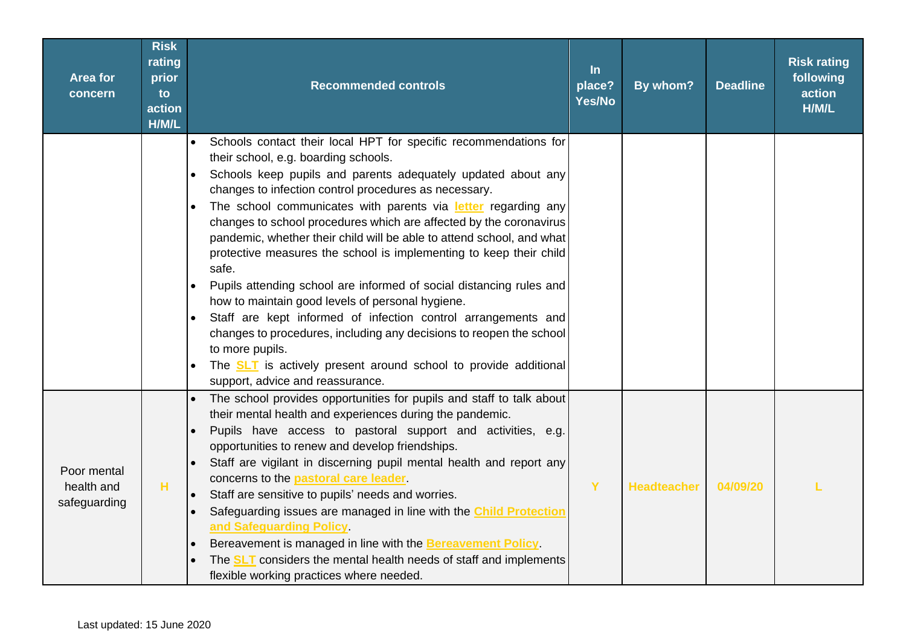| Area for concern | Risk rating prior to action H/M/L | Recommended controls | In place? Yes/No | By whom? | Deadline | Risk rating following action H/M/L |
|---|---|---|---|---|---|---|
| | | • Schools contact their local HPT for specific recommendations for their school, e.g. boarding schools.<br>• Schools keep pupils and parents adequately updated about any changes to infection control procedures as necessary.<br>• The school communicates with parents via **letter** regarding any changes to school procedures which are affected by the coronavirus pandemic, whether their child will be able to attend school, and what protective measures the school is implementing to keep their child safe.<br>• Pupils attending school are informed of social distancing rules and how to maintain good levels of personal hygiene.<br>• Staff are kept informed of infection control arrangements and changes to procedures, including any decisions to reopen the school to more pupils.<br>• The **SLT** is actively present around school to provide additional support, advice and reassurance. | | | | |
| Poor mental health and safeguarding | H | • The school provides opportunities for pupils and staff to talk about their mental health and experiences during the pandemic.<br>• Pupils have access to pastoral support and activities, e.g. opportunities to renew and develop friendships.<br>• Staff are vigilant in discerning pupil mental health and report any concerns to the **pastoral care leader**.<br>• Staff are sensitive to pupils' needs and worries.<br>• Safeguarding issues are managed in line with the **Child Protection and Safeguarding Policy**.<br>• Bereavement is managed in line with the **Bereavement Policy**.<br>• The **SLT** considers the mental health needs of staff and implements flexible working practices where needed. | Y | Headteacher | 04/09/20 | L |

Last updated: 15 June 2020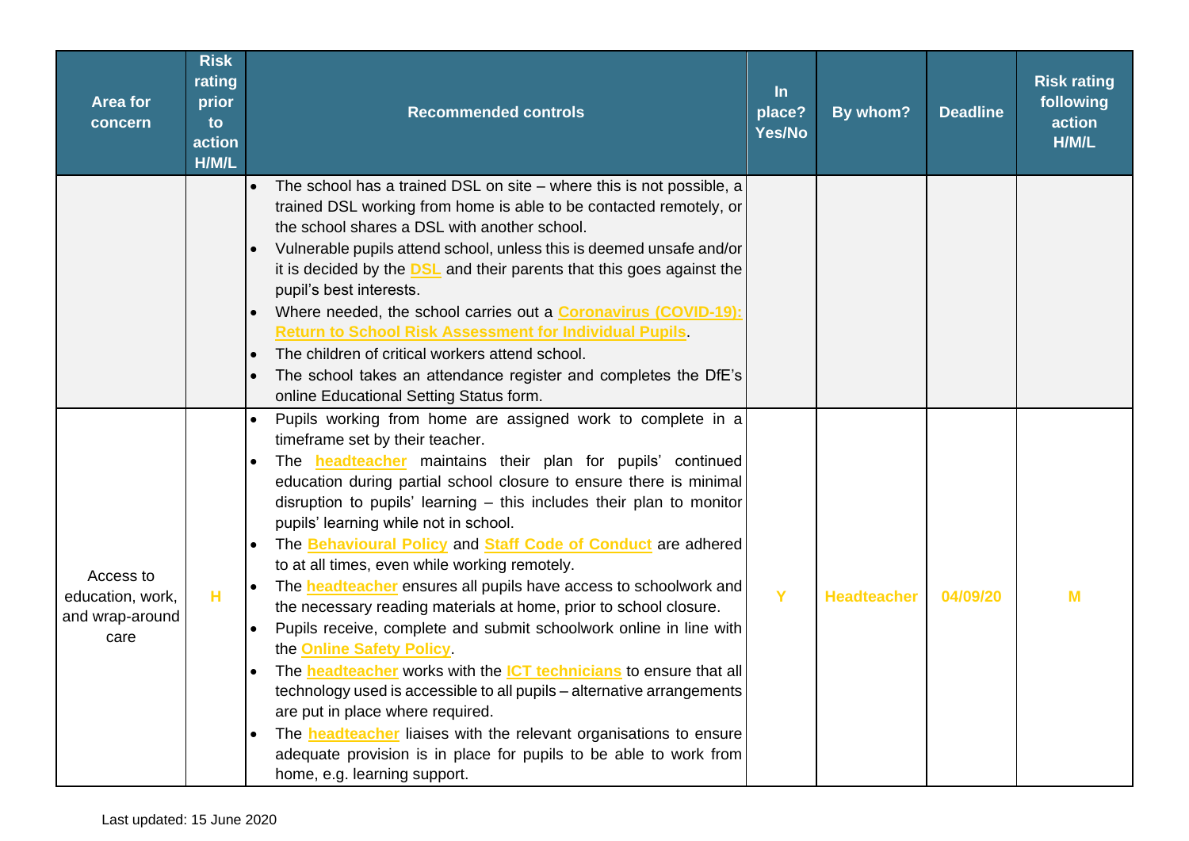| Area for concern | Risk rating prior to action H/M/L | Recommended controls | In place? Yes/No | By whom? | Deadline | Risk rating following action H/M/L |
|---|---|---|---|---|---|---|
| | | • The school has a trained DSL on site – where this is not possible, a trained DSL working from home is able to be contacted remotely, or the school shares a DSL with another school.<br>• Vulnerable pupils attend school, unless this is deemed unsafe and/or it is decided by the **DSL** and their parents that this goes against the pupil's best interests.<br>• Where needed, the school carries out a **Coronavirus (COVID-19): Return to School Risk Assessment for Individual Pupils**.<br>• The children of critical workers attend school.<br>• The school takes an attendance register and completes the DfE's online Educational Setting Status form. | | | | |
| Access to education, work, and wrap-around care | H | • Pupils working from home are assigned work to complete in a timeframe set by their teacher.<br>• The **headteacher** maintains their plan for pupils' continued education during partial school closure to ensure there is minimal disruption to pupils' learning – this includes their plan to monitor pupils' learning while not in school.<br>• The **Behavioural Policy** and **Staff Code of Conduct** are adhered to at all times, even while working remotely.<br>• The **headteacher** ensures all pupils have access to schoolwork and the necessary reading materials at home, prior to school closure.<br>• Pupils receive, complete and submit schoolwork online in line with the **Online Safety Policy**.<br>• The **headteacher** works with the **ICT technicians** to ensure that all technology used is accessible to all pupils – alternative arrangements are put in place where required.<br>• The **headteacher** liaises with the relevant organisations to ensure adequate provision is in place for pupils to be able to work from home, e.g. learning support. | Y | Headteacher | 04/09/20 | M |

Last updated: 15 June 2020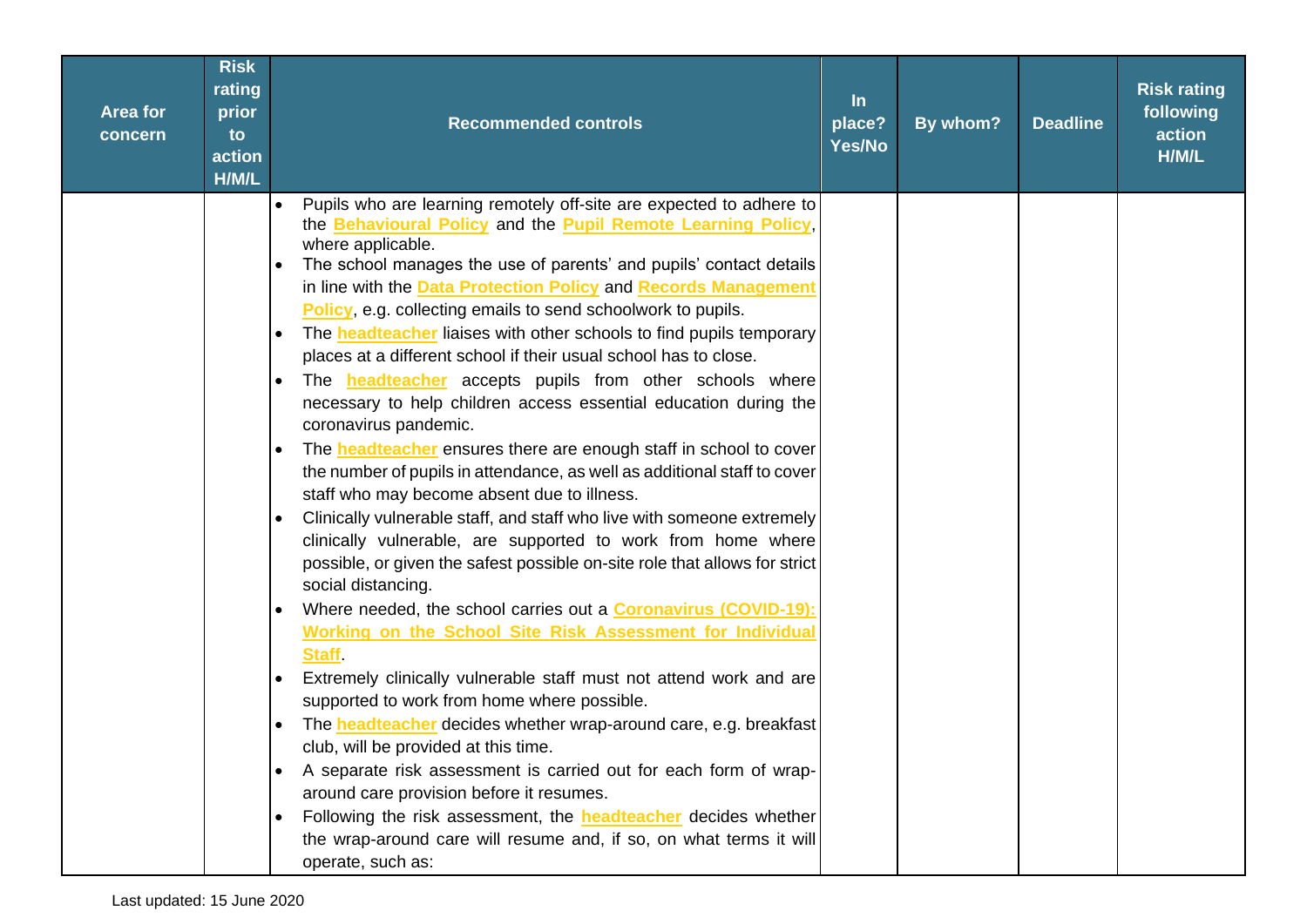| Area for concern | Risk rating prior to action H/M/L | Recommended controls | In place? Yes/No | By whom? | Deadline | Risk rating following action H/M/L |
|---|---|---|---|---|---|---|
| | | • Pupils who are learning remotely off-site are expected to adhere to the **Behavioural Policy** and the **Pupil Remote Learning Policy**, where applicable.<br>• The school manages the use of parents' and pupils' contact details in line with the **Data Protection Policy** and **Records Management Policy**, e.g. collecting emails to send schoolwork to pupils.<br>• The **headteacher** liaises with other schools to find pupils temporary places at a different school if their usual school has to close.<br>• The **headteacher** accepts pupils from other schools where necessary to help children access essential education during the coronavirus pandemic.<br>• The **headteacher** ensures there are enough staff in school to cover the number of pupils in attendance, as well as additional staff to cover staff who may become absent due to illness.<br>• Clinically vulnerable staff, and staff who live with someone extremely clinically vulnerable, are supported to work from home where possible, or given the safest possible on-site role that allows for strict social distancing.<br>• Where needed, the school carries out a **Coronavirus (COVID-19): Working on the School Site Risk Assessment for Individual Staff**.<br>• Extremely clinically vulnerable staff must not attend work and are supported to work from home where possible.<br>• The **headteacher** decides whether wrap-around care, e.g. breakfast club, will be provided at this time.<br>• A separate risk assessment is carried out for each form of wrap-around care provision before it resumes.<br>• Following the risk assessment, the **headteacher** decides whether the wrap-around care will resume and, if so, on what terms it will operate, such as: | | | | |

Last updated: 15 June 2020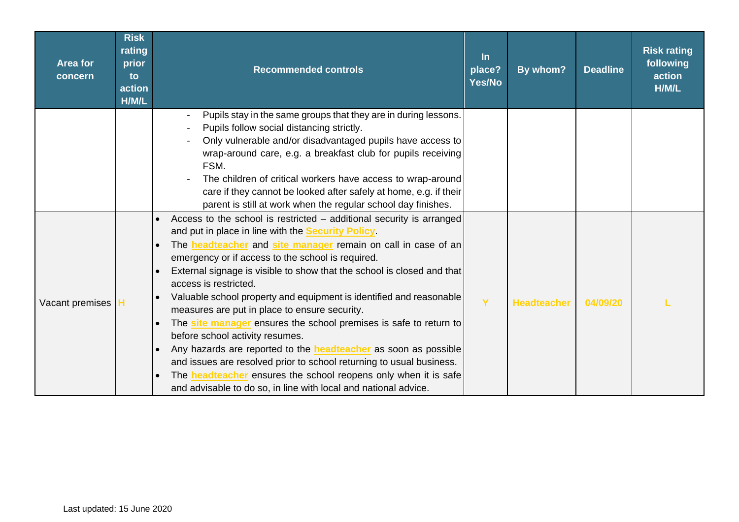| Area for concern | Risk rating prior to action H/M/L | Recommended controls | In place? Yes/No | By whom? | Deadline | Risk rating following action H/M/L |
|---|---|---|---|---|---|---|
| | | - Pupils stay in the same groups that they are in during lessons.<br>- Pupils follow social distancing strictly.<br>- Only vulnerable and/or disadvantaged pupils have access to wrap-around care, e.g. a breakfast club for pupils receiving FSM.<br>- The children of critical workers have access to wrap-around care if they cannot be looked after safely at home, e.g. if their parent is still at work when the regular school day finishes. | | | | |
| Vacant premises | H | • Access to the school is restricted – additional security is arranged and put in place in line with the **Security Policy**.<br>• The **headteacher** and **site manager** remain on call in case of an emergency or if access to the school is required.<br>• External signage is visible to show that the school is closed and that access is restricted.<br>• Valuable school property and equipment is identified and reasonable measures are put in place to ensure security.<br>• The **site manager** ensures the school premises is safe to return to before school activity resumes.<br>• Any hazards are reported to the **headteacher** as soon as possible and issues are resolved prior to school returning to usual business.<br>• The **headteacher** ensures the school reopens only when it is safe and advisable to do so, in line with local and national advice. | Y | Headteacher | 04/09/20 | L |

Last updated: 15 June 2020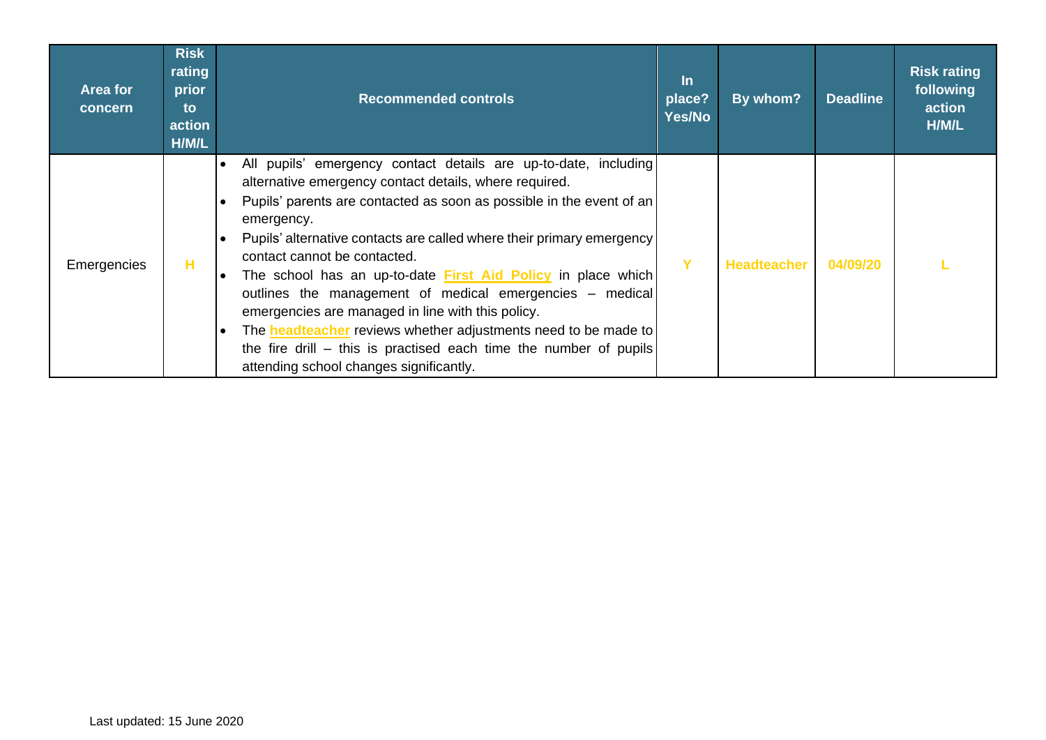| Area for concern | Risk rating prior to action H/M/L | Recommended controls | In place? Yes/No | By whom? | Deadline | Risk rating following action H/M/L |
|---|---|---|---|---|---|---|
| Emergencies | H | • All pupils' emergency contact details are up-to-date, including alternative emergency contact details, where required.<br>• Pupils' parents are contacted as soon as possible in the event of an emergency.<br>• Pupils' alternative contacts are called where their primary emergency contact cannot be contacted.<br>• The school has an up-to-date **First Aid Policy** in place which outlines the management of medical emergencies – medical emergencies are managed in line with this policy.<br>• The **headteacher** reviews whether adjustments need to be made to the fire drill – this is practised each time the number of pupils attending school changes significantly. | Y | Headteacher | 04/09/20 | L |

Last updated: 15 June 2020